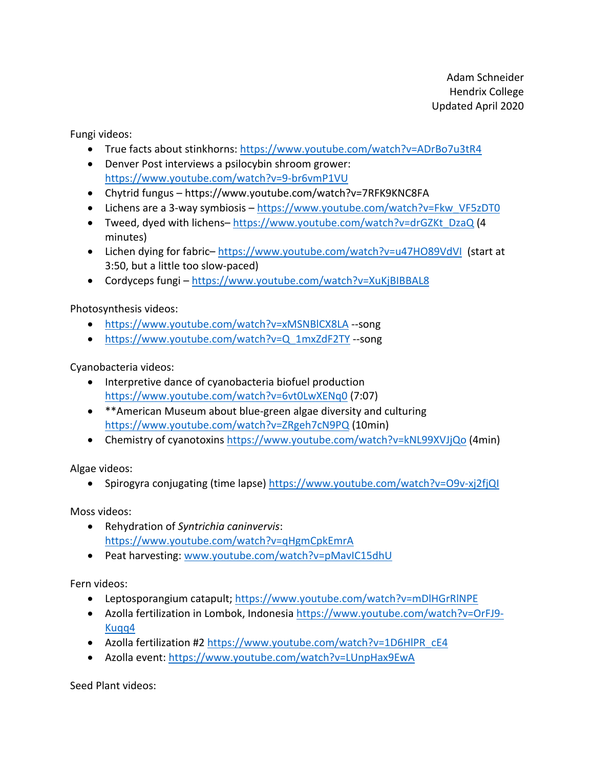Adam Schneider
Hendrix College
Updated April 2020

Fungi videos:

- True facts about stinkhorns: https://www.youtube.com/watch?v=ADrBo7u3tR4
- Denver Post interviews a psilocybin shroom grower: https://www.youtube.com/watch?v=9-br6vmP1VU
- Chytrid fungus – https://www.youtube.com/watch?v=7RFK9KNC8FA
- Lichens are a 3-way symbiosis – https://www.youtube.com/watch?v=Fkw_VF5zDT0
- Tweed, dyed with lichens– https://www.youtube.com/watch?v=drGZKt_DzaQ (4 minutes)
- Lichen dying for fabric– https://www.youtube.com/watch?v=u47HO89VdVI (start at 3:50, but a little too slow-paced)
- Cordyceps fungi – https://www.youtube.com/watch?v=XuKjBIBBAL8

Photosynthesis videos:

- https://www.youtube.com/watch?v=xMSNBlCX8LA --song
- https://www.youtube.com/watch?v=Q_1mxZdF2TY --song

Cyanobacteria videos:

- Interpretive dance of cyanobacteria biofuel production https://www.youtube.com/watch?v=6vt0LwXENq0 (7:07)
- **American Museum about blue-green algae diversity and culturing https://www.youtube.com/watch?v=ZRgeh7cN9PQ (10min)
- Chemistry of cyanotoxins https://www.youtube.com/watch?v=kNL99XVJjQo (4min)

Algae videos:

- Spirogyra conjugating (time lapse) https://www.youtube.com/watch?v=O9v-xj2fjQI

Moss videos:

- Rehydration of *Syntrichia caninervis*: https://www.youtube.com/watch?v=qHgmCpkEmrA
- Peat harvesting: www.youtube.com/watch?v=pMavIC15dhU

Fern videos:

- Leptosporangium catapult; https://www.youtube.com/watch?v=mDlHGrRlNPE
- Azolla fertilization in Lombok, Indonesia https://www.youtube.com/watch?v=OrFJ9-Kuqq4
- Azolla fertilization #2 https://www.youtube.com/watch?v=1D6HlPR_cE4
- Azolla event: https://www.youtube.com/watch?v=LUnpHax9EwA

Seed Plant videos: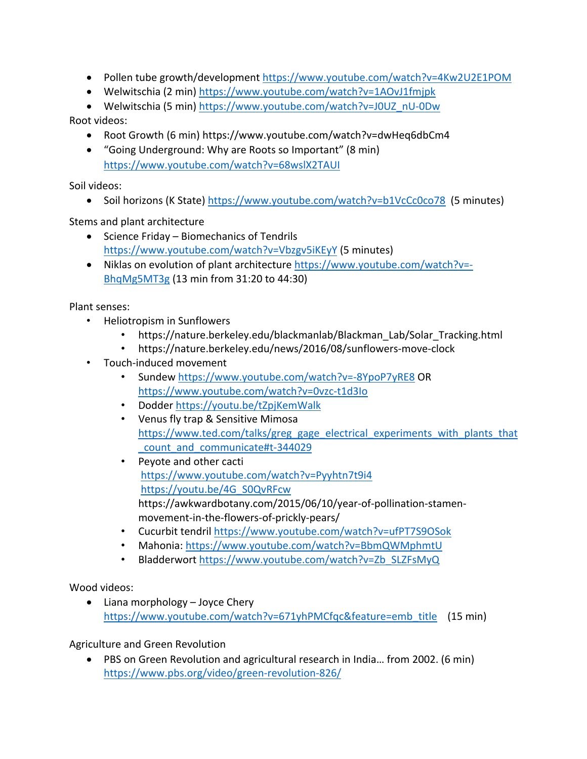- Pollen tube growth/development https://www.youtube.com/watch?v=4Kw2U2E1POM
- Welwitschia (2 min) https://www.youtube.com/watch?v=1AOvJ1fmjpk
- Welwitschia (5 min) https://www.youtube.com/watch?v=J0UZ_nU-0Dw

Root videos:

- Root Growth (6 min) https://www.youtube.com/watch?v=dwHeq6dbCm4
- "Going Underground: Why are Roots so Important" (8 min) https://www.youtube.com/watch?v=68wslX2TAUI

Soil videos:

- Soil horizons (K State) https://www.youtube.com/watch?v=b1VcCc0co78 (5 minutes)

Stems and plant architecture

- Science Friday – Biomechanics of Tendrils https://www.youtube.com/watch?v=Vbzgv5iKEyY (5 minutes)
- Niklas on evolution of plant architecture https://www.youtube.com/watch?v=-BhqMg5MT3g (13 min from 31:20 to 44:30)

Plant senses:

- Heliotropism in Sunflowers
  - https://nature.berkeley.edu/blackmanlab/Blackman_Lab/Solar_Tracking.html
  - https://nature.berkeley.edu/news/2016/08/sunflowers-move-clock
- Touch-induced movement
  - Sundew https://www.youtube.com/watch?v=-8YpoP7yRE8 OR https://www.youtube.com/watch?v=0vzc-t1d3Io
  - Dodder https://youtu.be/tZpjKemWalk
  - Venus fly trap & Sensitive Mimosa https://www.ted.com/talks/greg_gage_electrical_experiments_with_plants_that_count_and_communicate#t-344029
  - Peyote and other cacti
    https://www.youtube.com/watch?v=Pyyhtn7t9i4
    https://youtu.be/4G_S0QvRFcw
    https://awkwardbotany.com/2015/06/10/year-of-pollination-stamen-movement-in-the-flowers-of-prickly-pears/
  - Cucurbit tendril https://www.youtube.com/watch?v=ufPT7S9OSok
  - Mahonia: https://www.youtube.com/watch?v=BbmQWMphmtU
  - Bladderwort https://www.youtube.com/watch?v=Zb_SLZFsMyQ

Wood videos:

- Liana morphology – Joyce Chery https://www.youtube.com/watch?v=671yhPMCfqc&feature=emb_title (15 min)

Agriculture and Green Revolution

- PBS on Green Revolution and agricultural research in India… from 2002. (6 min) https://www.pbs.org/video/green-revolution-826/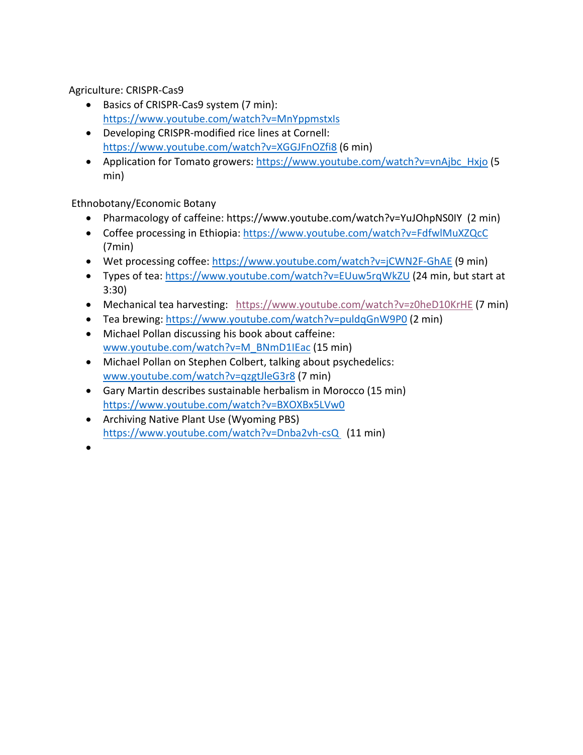Agriculture: CRISPR-Cas9

- Basics of CRISPR-Cas9 system (7 min): https://www.youtube.com/watch?v=MnYppmstxIs
- Developing CRISPR-modified rice lines at Cornell: https://www.youtube.com/watch?v=XGGJFnOZfi8 (6 min)
- Application for Tomato growers: https://www.youtube.com/watch?v=vnAjbc_Hxjo (5 min)

Ethnobotany/Economic Botany

- Pharmacology of caffeine: https://www.youtube.com/watch?v=YuJOhpNS0IY (2 min)
- Coffee processing in Ethiopia: https://www.youtube.com/watch?v=FdfwlMuXZQcC (7min)
- Wet processing coffee: https://www.youtube.com/watch?v=jCWN2F-GhAE (9 min)
- Types of tea: https://www.youtube.com/watch?v=EUuw5rqWkZU (24 min, but start at 3:30)
- Mechanical tea harvesting: https://www.youtube.com/watch?v=z0heD10KrHE (7 min)
- Tea brewing: https://www.youtube.com/watch?v=puldqGnW9P0 (2 min)
- Michael Pollan discussing his book about caffeine: www.youtube.com/watch?v=M_BNmD1IEac (15 min)
- Michael Pollan on Stephen Colbert, talking about psychedelics: www.youtube.com/watch?v=qzgtJleG3r8 (7 min)
- Gary Martin describes sustainable herbalism in Morocco (15 min) https://www.youtube.com/watch?v=BXOXBx5LVw0
- Archiving Native Plant Use (Wyoming PBS) https://www.youtube.com/watch?v=Dnba2vh-csQ (11 min)